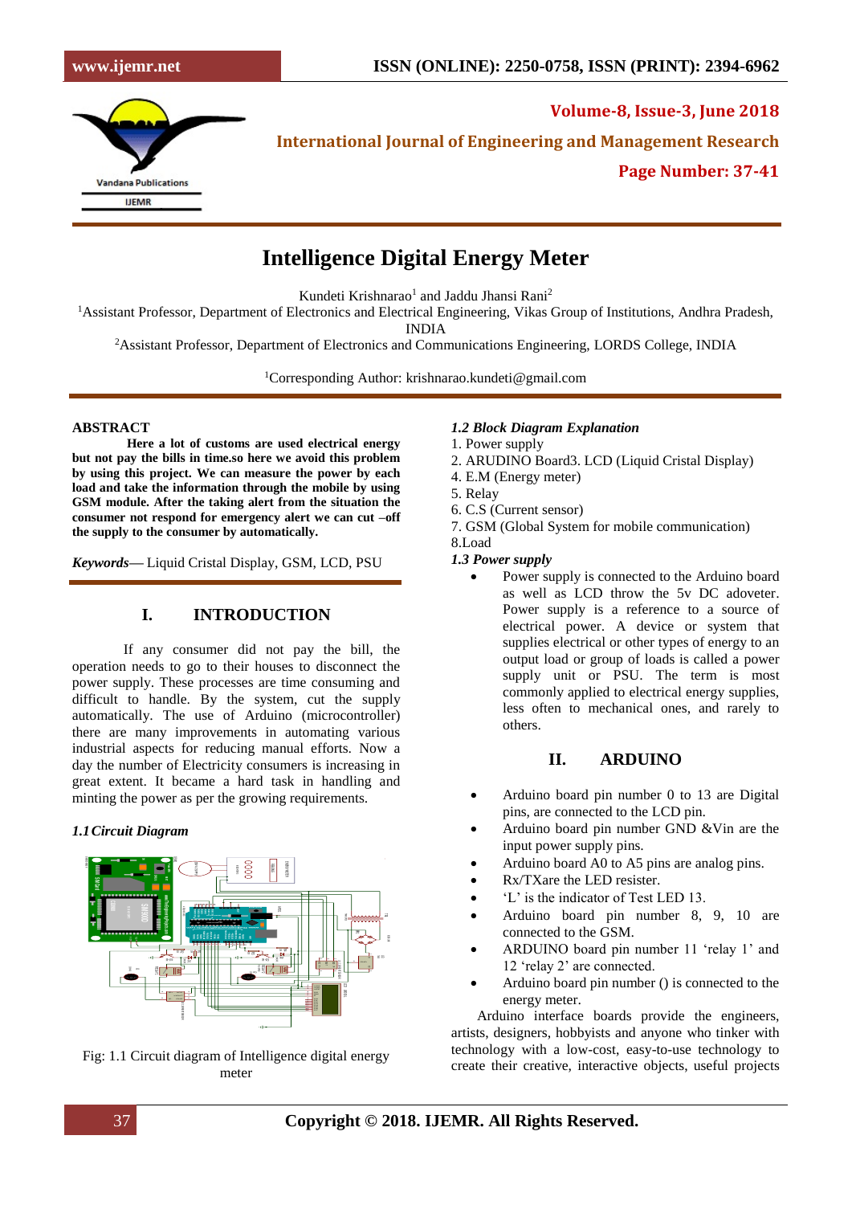# Intelligence Digital Energy Meter

Kundeti Krishnarao[1] and Jaddu Jhansi Rani[2]

[1]Assistant Professor, Department of Electronics and Electrical Engineering, Vikas Group of Institutions, Andhra Pradesh, INDIA

[2]Assistant Professor, Department of Electronics and Communications Engineering, LORDS College, INDIA

[1]Corresponding Author: krishnarao.kundeti@gmail.com

## ABSTRACT

**Here a lot of customs are used electrical energy but not pay the bills in time.so here we avoid this problem by using this project. We can measure the power by each load and take the information through the mobile by using GSM module. After the taking alert from the situation the consumer not respond for emergency alert we can cut –off the supply to the consumer by automatically.**

***Keywords*—** Liquid Cristal Display, GSM, LCD, PSU

## I. INTRODUCTION

If any consumer did not pay the bill, the operation needs to go to their houses to disconnect the power supply. These processes are time consuming and difficult to handle. By the system, cut the supply automatically. The use of Arduino (microcontroller) there are many improvements in automating various industrial aspects for reducing manual efforts. Now a day the number of Electricity consumers is increasing in great extent. It became a hard task in handling and minting the power as per the growing requirements.

### *1.1 Circuit Diagram*

Fig: 1.1 Circuit diagram of Intelligence digital energy meter

### *1.2 Block Diagram Explanation*

1. Power supply
2. ARUDINO Board3. LCD (Liquid Cristal Display)
4. E.M (Energy meter)
5. Relay
6. C.S (Current sensor)
7. GSM (Global System for mobile communication)
8.Load

### *1.3 Power supply*

- Power supply is connected to the Arduino board as well as LCD throw the 5v DC adoveter. Power supply is a reference to a source of electrical power. A device or system that supplies electrical or other types of energy to an output load or group of loads is called a power supply unit or PSU. The term is most commonly applied to electrical energy supplies, less often to mechanical ones, and rarely to others.

## II. ARDUINO

- Arduino board pin number 0 to 13 are Digital pins, are connected to the LCD pin.
- Arduino board pin number GND &Vin are the input power supply pins.
- Arduino board A0 to A5 pins are analog pins.
- Rx/TXare the LED resister.
- 'L' is the indicator of Test LED 13.
- Arduino board pin number 8, 9, 10 are connected to the GSM.
- ARDUINO board pin number 11 'relay 1' and 12 'relay 2' are connected.
- Arduino board pin number () is connected to the energy meter.

Arduino interface boards provide the engineers, artists, designers, hobbyists and anyone who tinker with technology with a low-cost, easy-to-use technology to create their creative, interactive objects, useful projects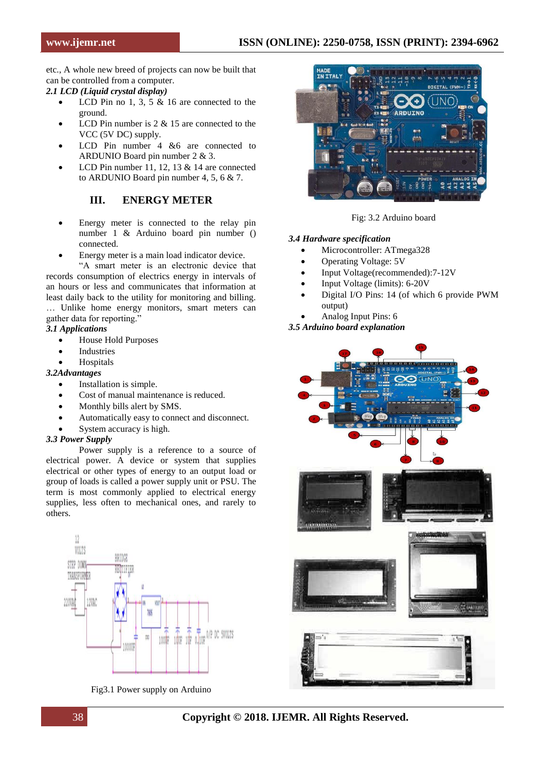etc., A whole new breed of projects can now be built that can be controlled from a computer.

*2.1 LCD (Liquid crystal display)*

- LCD Pin no 1, 3, 5 & 16 are connected to the ground.
- LCD Pin number is 2 & 15 are connected to the VCC (5V DC) supply.
- LCD Pin number 4 &6 are connected to ARDUNIO Board pin number 2 & 3.
- LCD Pin number 11, 12, 13 & 14 are connected to ARDUNIO Board pin number 4, 5, 6 & 7.

## III. ENERGY METER

- Energy meter is connected to the relay pin number 1 & Arduino board pin number () connected.
- Energy meter is a main load indicator device.

"A smart meter is an electronic device that records consumption of electrics energy in intervals of an hours or less and communicates that information at least daily back to the utility for monitoring and billing. … Unlike home energy monitors, smart meters can gather data for reporting."

*3.1 Applications*

- House Hold Purposes
- Industries
- Hospitals

*3.2Advantages*

- Installation is simple.
- Cost of manual maintenance is reduced.
- Monthly bills alert by SMS.
- Automatically easy to connect and disconnect.
- System accuracy is high.

*3.3 Power Supply*

Power supply is a reference to a source of electrical power. A device or system that supplies electrical or other types of energy to an output load or group of loads is called a power supply unit or PSU. The term is most commonly applied to electrical energy supplies, less often to mechanical ones, and rarely to others.

Fig3.1 Power supply on Arduino

Fig: 3.2 Arduino board

*3.4 Hardware specification*

- Microcontroller: ATmega328
- Operating Voltage: 5V
- Input Voltage(recommended):7-12V
- Input Voltage (limits): 6-20V
- Digital I/O Pins: 14 (of which 6 provide PWM output)
- Analog Input Pins: 6

*3.5 Arduino board explanation*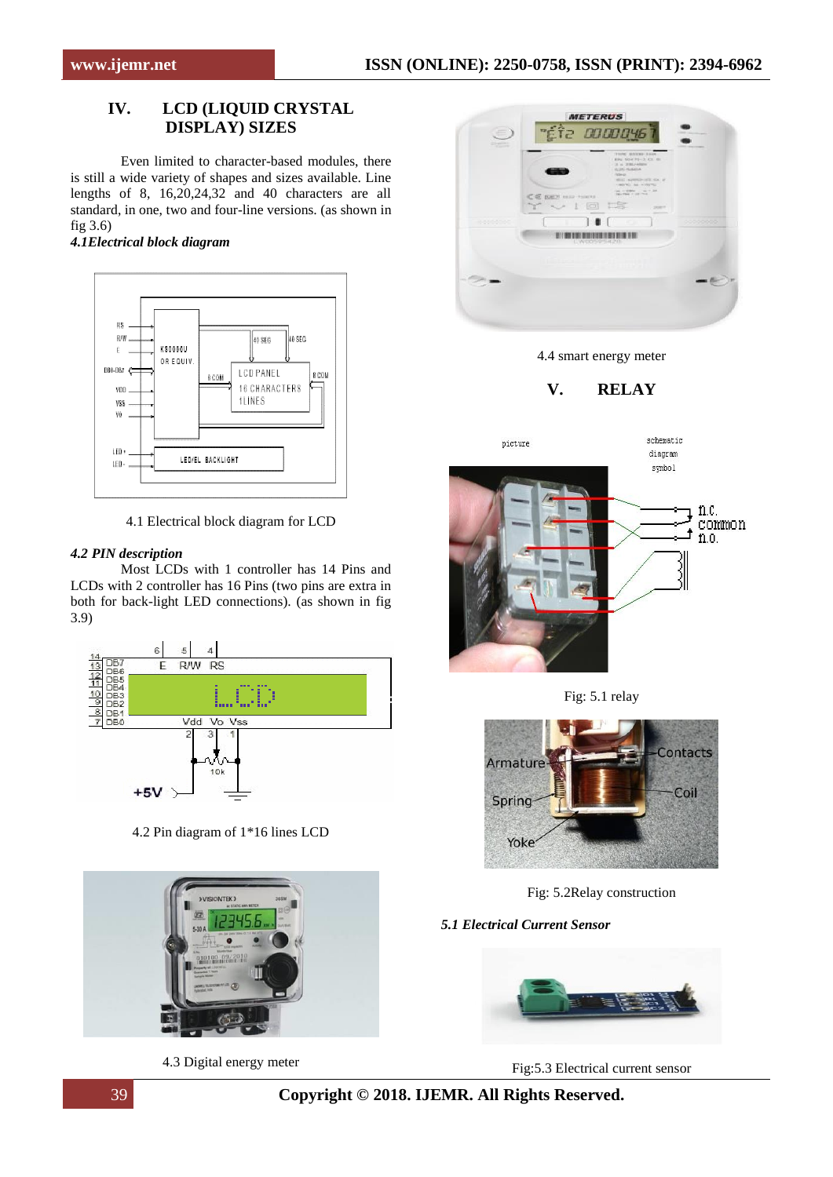## IV. LCD (LIQUID CRYSTAL DISPLAY) SIZES

Even limited to character-based modules, there is still a wide variety of shapes and sizes available. Line lengths of 8, 16,20,24,32 and 40 characters are all standard, in one, two and four-line versions. (as shown in fig 3.6)

*4.1Electrical block diagram*

4.1 Electrical block diagram for LCD

*4.2 PIN description*

Most LCDs with 1 controller has 14 Pins and LCDs with 2 controller has 16 Pins (two pins are extra in both for back-light LED connections). (as shown in fig 3.9)

4.2 Pin diagram of 1*16 lines LCD

4.3 Digital energy meter

4.4 smart energy meter

## V. RELAY

Fig: 5.1 relay

Fig: 5.2Relay construction

*5.1 Electrical Current Sensor*

Fig:5.3 Electrical current sensor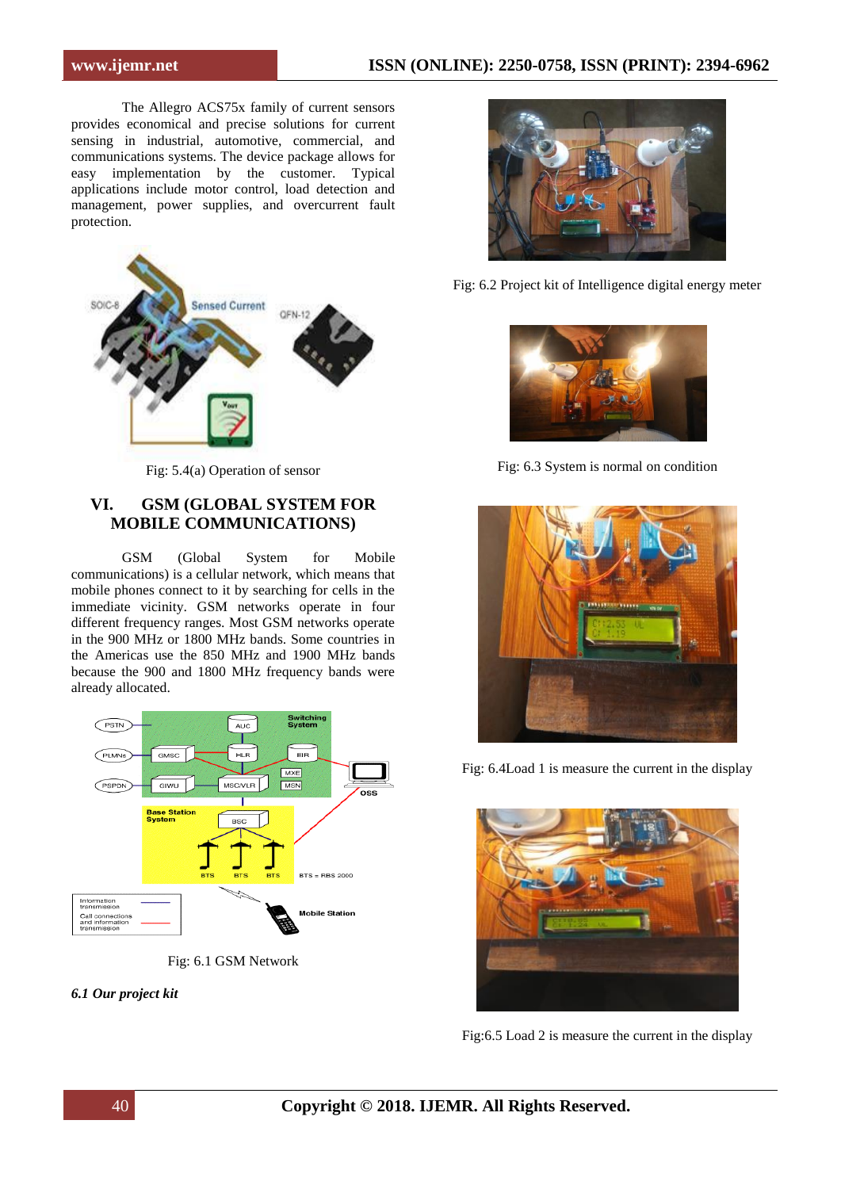The Allegro ACS75x family of current sensors provides economical and precise solutions for current sensing in industrial, automotive, commercial, and communications systems. The device package allows for easy implementation by the customer. Typical applications include motor control, load detection and management, power supplies, and overcurrent fault protection.

Fig: 5.4(a) Operation of sensor

## VI. GSM (GLOBAL SYSTEM FOR MOBILE COMMUNICATIONS)

GSM (Global System for Mobile communications) is a cellular network, which means that mobile phones connect to it by searching for cells in the immediate vicinity. GSM networks operate in four different frequency ranges. Most GSM networks operate in the 900 MHz or 1800 MHz bands. Some countries in the Americas use the 850 MHz and 1900 MHz bands because the 900 and 1800 MHz frequency bands were already allocated.

Fig: 6.1 GSM Network

### *6.1 Our project kit*

Fig: 6.2 Project kit of Intelligence digital energy meter

Fig: 6.3 System is normal on condition

Fig: 6.4Load 1 is measure the current in the display

Fig:6.5 Load 2 is measure the current in the display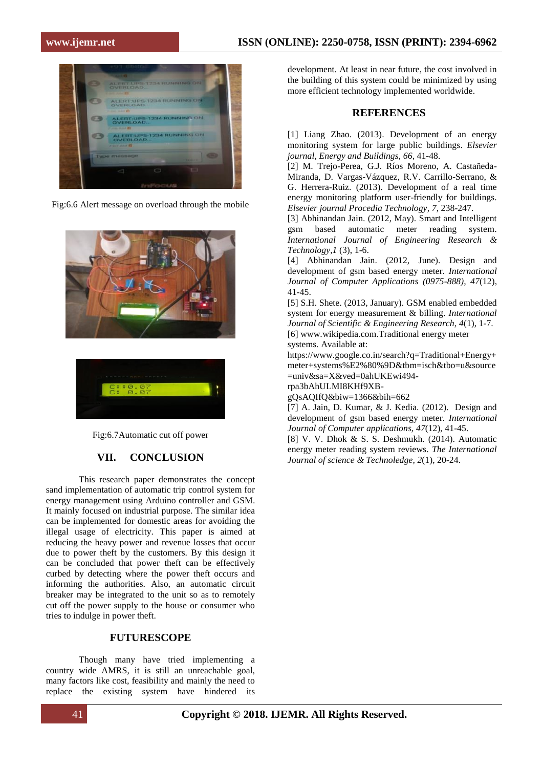Fig:6.6 Alert message on overload through the mobile

Fig:6.7Automatic cut off power

## VII. CONCLUSION

This research paper demonstrates the concept sand implementation of automatic trip control system for energy management using Arduino controller and GSM. It mainly focused on industrial purpose. The similar idea can be implemented for domestic areas for avoiding the illegal usage of electricity. This paper is aimed at reducing the heavy power and revenue losses that occur due to power theft by the customers. By this design it can be concluded that power theft can be effectively curbed by detecting where the power theft occurs and informing the authorities. Also, an automatic circuit breaker may be integrated to the unit so as to remotely cut off the power supply to the house or consumer who tries to indulge in power theft.

## FUTURESCOPE

Though many have tried implementing a country wide AMRS, it is still an unreachable goal, many factors like cost, feasibility and mainly the need to replace the existing system have hindered its development. At least in near future, the cost involved in the building of this system could be minimized by using more efficient technology implemented worldwide.

## REFERENCES

[1] Liang Zhao. (2013). Development of an energy monitoring system for large public buildings. *Elsevier journal, Energy and Buildings, 66,* 41-48.

[2] M. Trejo-Perea, G.J. Ríos Moreno, A. Castañeda-Miranda, D. Vargas-Vázquez, R.V. Carrillo-Serrano, & G. Herrera-Ruiz. (2013). Development of a real time energy monitoring platform user-friendly for buildings. *Elsevier journal Procedia Technology, 7,* 238-247.

[3] Abhinandan Jain. (2012, May). Smart and Intelligent gsm based automatic meter reading system. *International Journal of Engineering Research & Technology,1* (3), 1-6.

[4] Abhinandan Jain. (2012, June). Design and development of gsm based energy meter. *International Journal of Computer Applications (0975-888), 47*(12), 41-45.

[5] S.H. Shete. (2013, January). GSM enabled embedded system for energy measurement & billing. *International Journal of Scientific & Engineering Research, 4*(1), 1-7.

[6] www.wikipedia.com.Traditional energy meter systems. Available at: https://www.google.co.in/search?q=Traditional+Energy+meter+systems%E2%80%9D&tbm=isch&tbo=u&source=univ&sa=X&ved=0ahUKEwi494-rpa3bAhULMI8KHf9XB-gQsAQIfQ&biw=1366&bih=662

[7] A. Jain, D. Kumar, & J. Kedia. (2012). Design and development of gsm based energy meter. *International Journal of Computer applications, 47*(12), 41-45.

[8] V. V. Dhok & S. S. Deshmukh. (2014). Automatic energy meter reading system reviews. *The International Journal of science & Technoledge, 2*(1), 20-24.